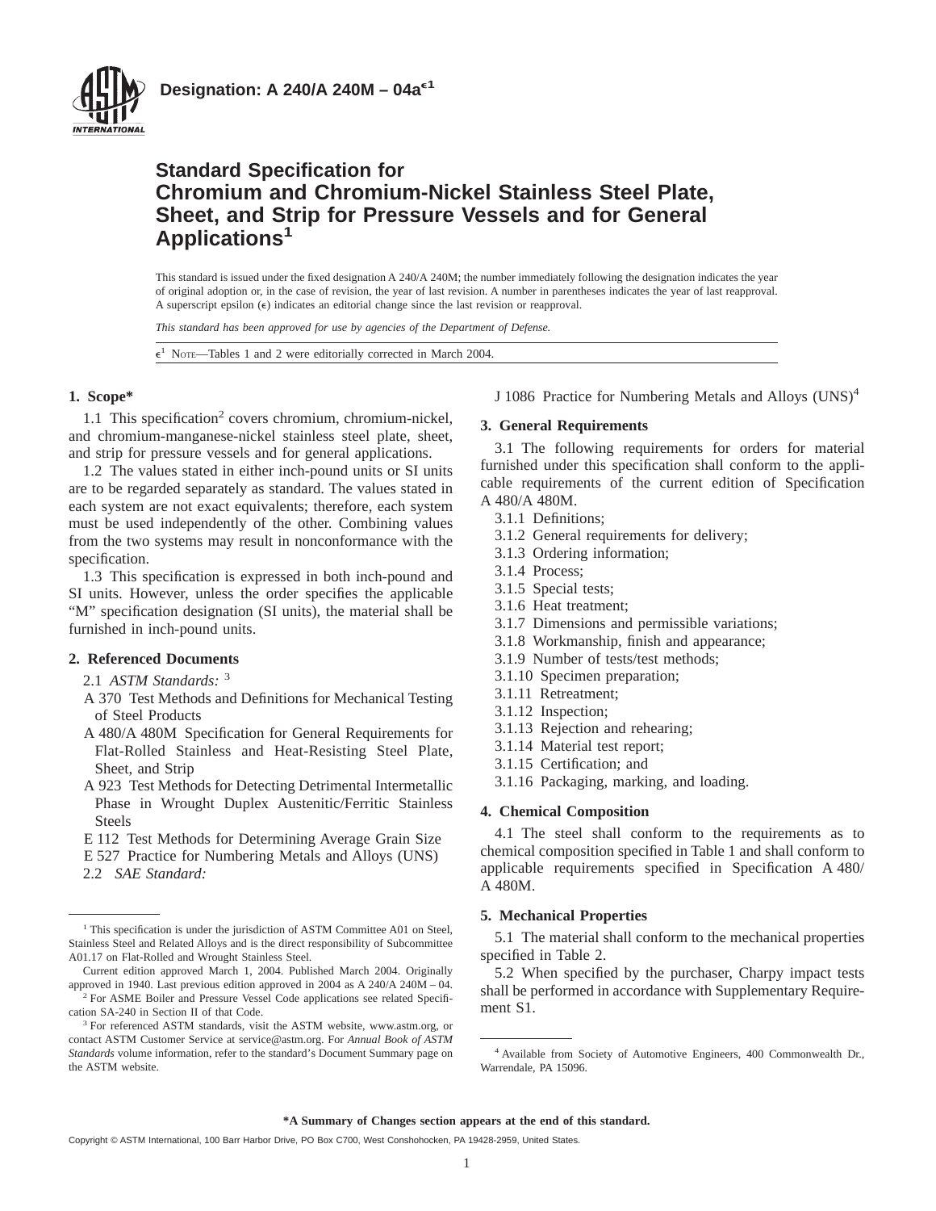**Designation: A 240/A 240M – 04a$^{\epsilon 1}$**

# Standard Specification for Chromium and Chromium-Nickel Stainless Steel Plate, Sheet, and Strip for Pressure Vessels and for General Applications[1]

This standard is issued under the fixed designation A 240/A 240M; the number immediately following the designation indicates the year of original adoption or, in the case of revision, the year of last revision. A number in parentheses indicates the year of last reapproval. A superscript epsilon (ε) indicates an editorial change since the last revision or reapproval.

*This standard has been approved for use by agencies of the Department of Defense.*

ε[1] NOTE—Tables 1 and 2 were editorially corrected in March 2004.

## 1. Scope*

1.1 This specification[2] covers chromium, chromium-nickel, and chromium-manganese-nickel stainless steel plate, sheet, and strip for pressure vessels and for general applications.

1.2 The values stated in either inch-pound units or SI units are to be regarded separately as standard. The values stated in each system are not exact equivalents; therefore, each system must be used independently of the other. Combining values from the two systems may result in nonconformance with the specification.

1.3 This specification is expressed in both inch-pound and SI units. However, unless the order specifies the applicable "M" specification designation (SI units), the material shall be furnished in inch-pound units.

## 2. Referenced Documents

2.1 *ASTM Standards:* [3]

A 370 Test Methods and Definitions for Mechanical Testing of Steel Products

A 480/A 480M Specification for General Requirements for Flat-Rolled Stainless and Heat-Resisting Steel Plate, Sheet, and Strip

A 923 Test Methods for Detecting Detrimental Intermetallic Phase in Wrought Duplex Austenitic/Ferritic Stainless Steels

E 112 Test Methods for Determining Average Grain Size

E 527 Practice for Numbering Metals and Alloys (UNS)

2.2 *SAE Standard:*

J 1086 Practice for Numbering Metals and Alloys (UNS)[4]

## 3. General Requirements

3.1 The following requirements for orders for material furnished under this specification shall conform to the applicable requirements of the current edition of Specification A 480/A 480M.

3.1.1 Definitions;

3.1.2 General requirements for delivery;

3.1.3 Ordering information;

3.1.4 Process;

3.1.5 Special tests;

3.1.6 Heat treatment;

3.1.7 Dimensions and permissible variations;

3.1.8 Workmanship, finish and appearance;

3.1.9 Number of tests/test methods;

3.1.10 Specimen preparation;

3.1.11 Retreatment;

3.1.12 Inspection;

3.1.13 Rejection and rehearing;

3.1.14 Material test report;

3.1.15 Certification; and

3.1.16 Packaging, marking, and loading.

## 4. Chemical Composition

4.1 The steel shall conform to the requirements as to chemical composition specified in Table 1 and shall conform to applicable requirements specified in Specification A 480/A 480M.

## 5. Mechanical Properties

5.1 The material shall conform to the mechanical properties specified in Table 2.

5.2 When specified by the purchaser, Charpy impact tests shall be performed in accordance with Supplementary Requirement S1.

---

[1] This specification is under the jurisdiction of ASTM Committee A01 on Steel, Stainless Steel and Related Alloys and is the direct responsibility of Subcommittee A01.17 on Flat-Rolled and Wrought Stainless Steel.

Current edition approved March 1, 2004. Published March 2004. Originally approved in 1940. Last previous edition approved in 2004 as A 240/A 240M – 04.

[2] For ASME Boiler and Pressure Vessel Code applications see related Specification SA-240 in Section II of that Code.

[3] For referenced ASTM standards, visit the ASTM website, www.astm.org, or contact ASTM Customer Service at service@astm.org. For *Annual Book of ASTM Standards* volume information, refer to the standard's Document Summary page on the ASTM website.

[4] Available from Society of Automotive Engineers, 400 Commonwealth Dr., Warrendale, PA 15096.

**\*A Summary of Changes section appears at the end of this standard.**

Copyright © ASTM International, 100 Barr Harbor Drive, PO Box C700, West Conshohocken, PA 19428-2959, United States.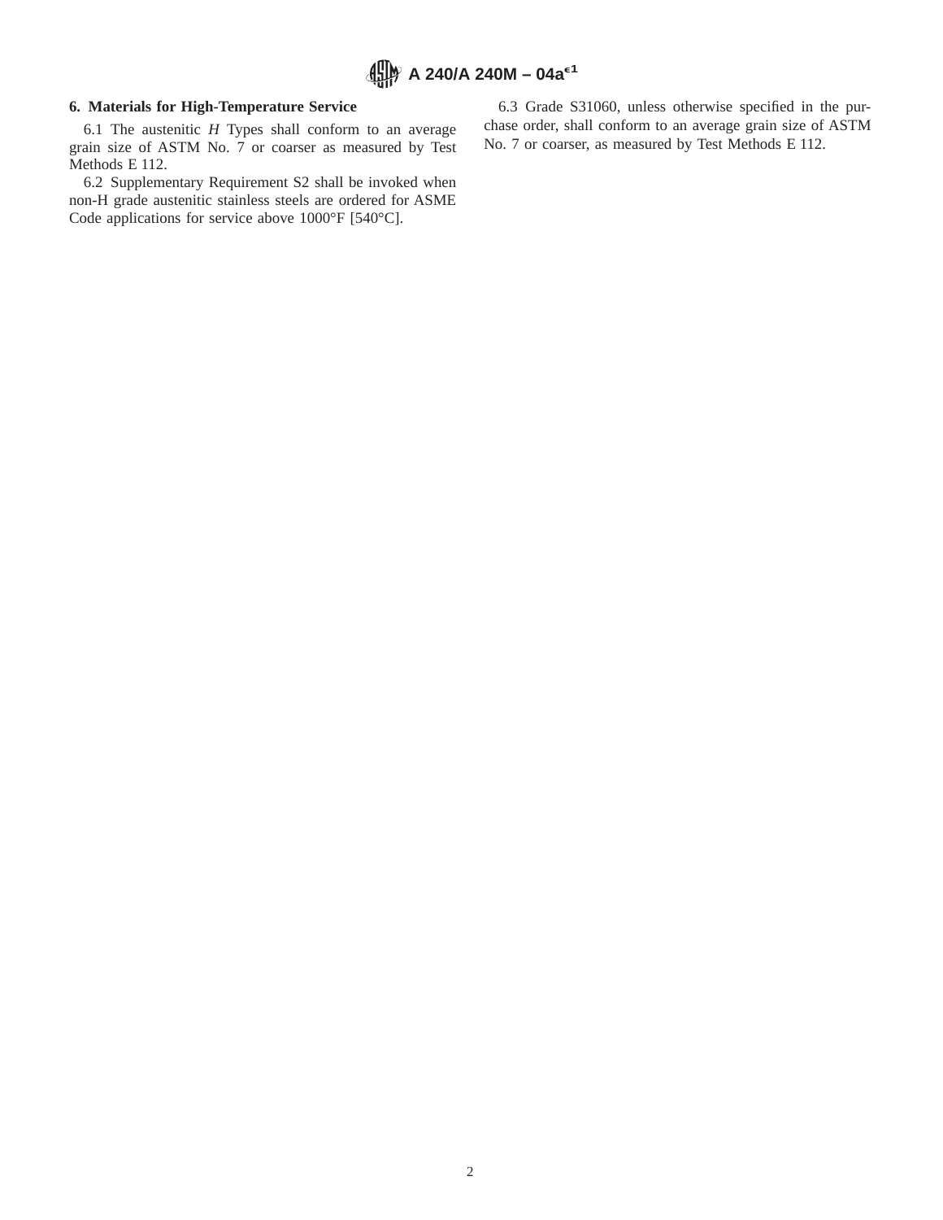## 6. Materials for High-Temperature Service

6.1 The austenitic *H* Types shall conform to an average grain size of ASTM No. 7 or coarser as measured by Test Methods E 112.

6.2 Supplementary Requirement S2 shall be invoked when non-H grade austenitic stainless steels are ordered for ASME Code applications for service above 1000°F [540°C].

6.3 Grade S31060, unless otherwise specified in the purchase order, shall conform to an average grain size of ASTM No. 7 or coarser, as measured by Test Methods E 112.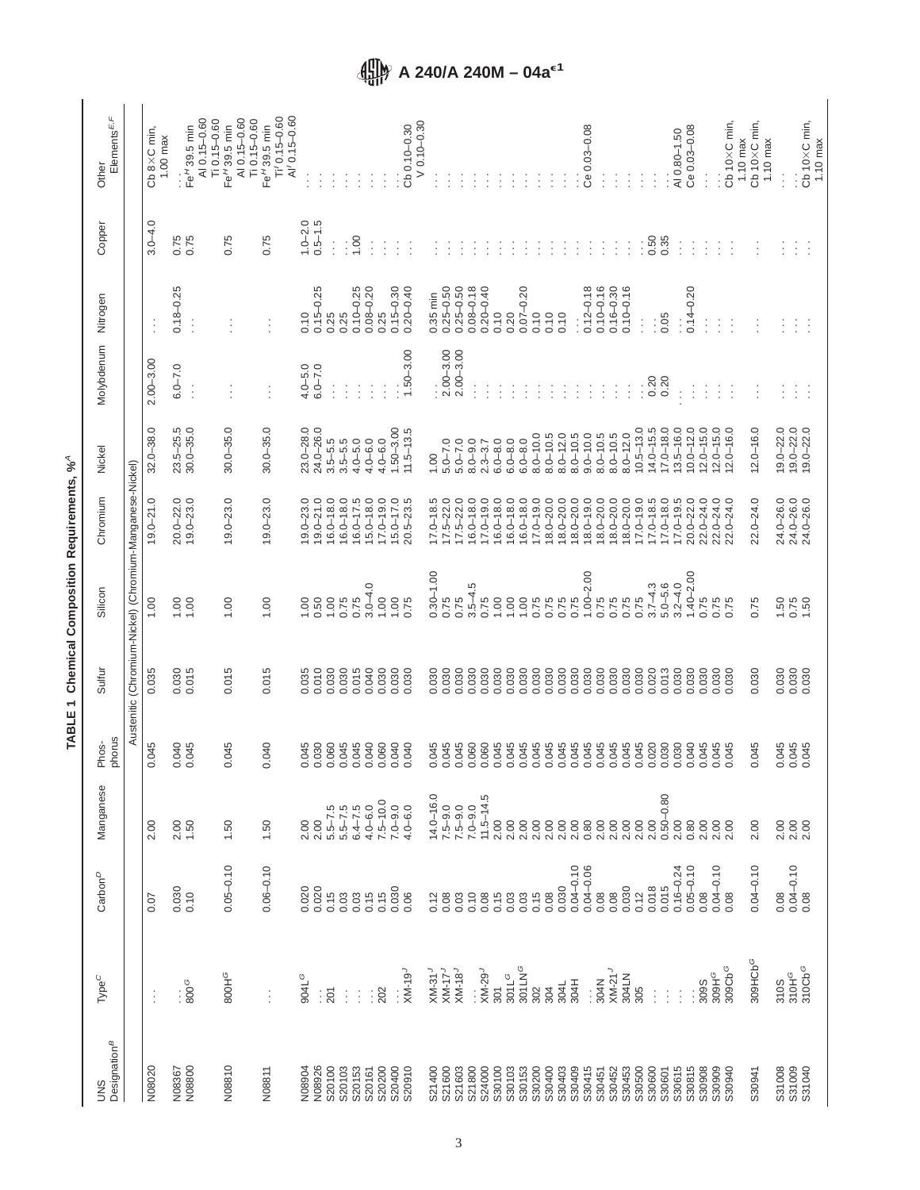**TABLE 1 Chemical Composition Requirements, %**[A]

| UNS Designation[B] | Type[C] | Carbon[D] | Manganese | Phosphorus | Sulfur | Silicon | Chromium | Nickel | Molybdenum | Nitrogen | Copper | Other Elements[E,F] |
|---|---|---|---|---|---|---|---|---|---|---|---|---|
| Austenitic (Chromium-Nickel) (Chromium-Manganese-Nickel) | | | | | | | | | | | | |
| N08020 | ... | 0.07 | 2.00 | 0.045 | 0.035 | 1.00 | 19.0–21.0 | 32.0–38.0 | 2.00–3.00 | ... | 3.0–4.0 | Cb 8×C min, 1.00 max |
| N08367 | ... | 0.030 | 2.00 | 0.040 | 0.030 | 1.00 | 20.0–22.0 | 23.5–25.5 | 6.0–7.0 | 0.18–0.25 | 0.75 | ... |
| N08800 | 800[G] | 0.10 | 1.50 | 0.045 | 0.015 | 1.00 | 19.0–23.0 | 30.0–35.0 | ... | ... | 0.75 | Fe[H] 39.5 min Al 0.15–0.60 Ti 0.15–0.60 |
| N08810 | 800H[G] | 0.05–0.10 | 1.50 | 0.045 | 0.015 | 1.00 | 19.0–23.0 | 30.0–35.0 | ... | ... | 0.75 | Fe[H] 39.5 min Al 0.15–0.60 Ti 0.15–0.60 |
| N08811 | ... | 0.06–0.10 | 1.50 | 0.040 | 0.015 | 1.00 | 19.0–23.0 | 30.0–35.0 | ... | ... | 0.75 | Fe[H] 39.5 min Ti[I] 0.15–0.60 Al[I] 0.15–0.60 |
| N08904 | 904L[G] | 0.020 | 2.00 | 0.045 | 0.035 | 1.00 | 19.0–23.0 | 23.0–28.0 | 4.0–5.0 | 0.10 | 1.0–2.0 | ... |
| N08926 | ... | 0.020 | 2.00 | 0.030 | 0.010 | 0.50 | 19.0–21.0 | 24.0–26.0 | 6.0–7.0 | 0.15–0.25 | 0.5–1.5 | ... |
| S20100 | 201 | 0.15 | 5.5–7.5 | 0.060 | 0.030 | 1.00 | 16.0–18.0 | 3.5–5.5 | ... | 0.25 | ... | ... |
| S20103 | ... | 0.03 | 5.5–7.5 | 0.045 | 0.030 | 0.75 | 16.0–18.0 | 3.5–5.5 | ... | 0.25 | ... | ... |
| S20153 | ... | 0.03 | 6.4–7.5 | 0.045 | 0.015 | 0.75 | 16.0–17.5 | 4.0–5.0 | ... | 0.10–0.25 | 1.00 | ... |
| S20161 | ... | 0.15 | 4.0–6.0 | 0.040 | 0.040 | 3.0–4.0 | 15.0–18.0 | 4.0–6.0 | ... | 0.08–0.20 | ... | ... |
| S20200 | 202 | 0.15 | 7.5–10.0 | 0.060 | 0.030 | 1.00 | 17.0–19.0 | 4.0–6.0 | ... | 0.25 | ... | ... |
| S20400 | ... | 0.030 | 7.0–9.0 | 0.040 | 0.030 | 1.00 | 15.0–17.0 | 1.50–3.00 | ... | 0.15–0.30 | ... | ... |
| S20910 | XM-19[J] | 0.06 | 4.0–6.0 | 0.040 | 0.030 | 0.75 | 20.5–23.5 | 11.5–13.5 | 1.50–3.00 | 0.20–0.40 | ... | Cb 0.10–0.30 V 0.10–0.30 |
| S21400 | XM-31[J] | 0.12 | 14.0–16.0 | 0.045 | 0.030 | 0.30–1.00 | 17.0–18.5 | 1.00 | ... | 0.35 min | ... | ... |
| S21600 | XM-17[J] | 0.08 | 7.5–9.0 | 0.045 | 0.030 | 0.75 | 17.5–22.0 | 5.0–7.0 | 2.00–3.00 | 0.25–0.50 | ... | ... |
| S21603 | XM-18[J] | 0.03 | 7.5–9.0 | 0.045 | 0.030 | 0.75 | 17.5–22.0 | 5.0–7.0 | 2.00–3.00 | 0.25–0.50 | ... | ... |
| S21800 | ... | 0.10 | 7.0–9.0 | 0.060 | 0.030 | 3.5–4.5 | 16.0–18.0 | 8.0–9.0 | ... | 0.08–0.18 | ... | ... |
| S24000 | XM-29[J] | 0.08 | 11.5–14.5 | 0.060 | 0.030 | 0.75 | 17.0–19.0 | 2.3–3.7 | ... | 0.20–0.40 | ... | ... |
| S30100 | 301 | 0.15 | 2.00 | 0.045 | 0.030 | 1.00 | 16.0–18.0 | 6.0–8.0 | ... | 0.10 | ... | ... |
| S30103 | 301L[G] | 0.03 | 2.00 | 0.045 | 0.030 | 1.00 | 16.0–18.0 | 6.0–8.0 | ... | 0.20 | ... | ... |
| S30153 | 301LN[G] | 0.03 | 2.00 | 0.045 | 0.030 | 1.00 | 16.0–18.0 | 6.0–8.0 | ... | 0.07–0.20 | ... | ... |
| S30200 | 302 | 0.15 | 2.00 | 0.045 | 0.030 | 0.75 | 17.0–19.0 | 8.0–10.0 | ... | 0.10 | ... | ... |
| S30400 | 304 | 0.08 | 2.00 | 0.045 | 0.030 | 0.75 | 18.0–20.0 | 8.0–10.5 | ... | 0.10 | ... | ... |
| S30403 | 304L | 0.030 | 2.00 | 0.045 | 0.030 | 0.75 | 18.0–20.0 | 8.0–12.0 | ... | 0.10 | ... | ... |
| S30409 | 304H | 0.04–0.10 | 2.00 | 0.045 | 0.030 | 0.75 | 18.0–20.0 | 8.0–10.5 | ... | ... | ... | ... |
| S30415 | ... | 0.04–0.06 | 0.80 | 0.045 | 0.030 | 1.00–2.00 | 18.0–19.0 | 9.0–10.0 | ... | 0.12–0.18 | ... | Ce 0.03–0.08 |
| S30451 | 304N | 0.08 | 2.00 | 0.045 | 0.030 | 0.75 | 18.0–20.0 | 8.0–10.5 | ... | 0.10–0.16 | ... | ... |
| S30452 | XM-21[J] | 0.08 | 2.00 | 0.045 | 0.030 | 0.75 | 18.0–20.0 | 8.0–10.5 | ... | 0.16–0.30 | ... | ... |
| S30453 | 304LN | 0.030 | 2.00 | 0.045 | 0.030 | 0.75 | 18.0–20.0 | 8.0–12.0 | ... | 0.10–0.16 | ... | ... |
| S30500 | 305 | 0.12 | 2.00 | 0.045 | 0.030 | 0.75 | 17.0–19.0 | 10.5–13.0 | ... | ... | ... | ... |
| S30600 | ... | 0.018 | 2.00 | 0.020 | 0.020 | 3.7–4.3 | 17.0–18.5 | 14.0–15.5 | 0.20 | ... | 0.50 | ... |
| S30601 | ... | 0.015 | 0.50–0.80 | 0.030 | 0.013 | 5.0–5.6 | 17.0–18.0 | 17.0–18.0 | 0.20 | 0.05 | 0.35 | ... |
| S30615 | ... | 0.16–0.24 | 2.00 | 0.030 | 0.030 | 3.2–4.0 | 17.0–19.5 | 13.5–16.0 | ... | ... | ... | Al 0.80–1.50 |
| S30815 | ... | 0.05–0.10 | 0.80 | 0.040 | 0.030 | 1.40–2.00 | 20.0–22.0 | 10.0–12.0 | ... | 0.14–0.20 | ... | Ce 0.03–0.08 |
| S30908 | 309S | 0.08 | 2.00 | 0.045 | 0.030 | 0.75 | 22.0–24.0 | 12.0–15.0 | ... | ... | ... | ... |
| S30909 | 309H[G] | 0.04–0.10 | 2.00 | 0.045 | 0.030 | 0.75 | 22.0–24.0 | 12.0–15.0 | ... | ... | ... | ... |
| S30940 | 309Cb[G] | 0.08 | 2.00 | 0.045 | 0.030 | 0.75 | 22.0–24.0 | 12.0–16.0 | ... | ... | ... | Cb 10×C min, 1.10 max |
| S30941 | 309HCb[G] | 0.04–0.10 | 2.00 | 0.045 | 0.030 | 0.75 | 22.0–24.0 | 12.0–16.0 | ... | ... | ... | Cb 10×C min, 1.10 max |
| S31008 | 310S | 0.08 | 2.00 | 0.045 | 0.030 | 1.50 | 24.0–26.0 | 19.0–22.0 | ... | ... | ... | ... |
| S31009 | 310H[G] | 0.04–0.10 | 2.00 | 0.045 | 0.030 | 0.75 | 24.0–26.0 | 19.0–22.0 | ... | ... | ... | ... |
| S31040 | 310Cb[G] | 0.08 | 2.00 | 0.045 | 0.030 | 1.50 | 24.0–26.0 | 19.0–22.0 | ... | ... | ... | Cb 10×C min, 1.10 max |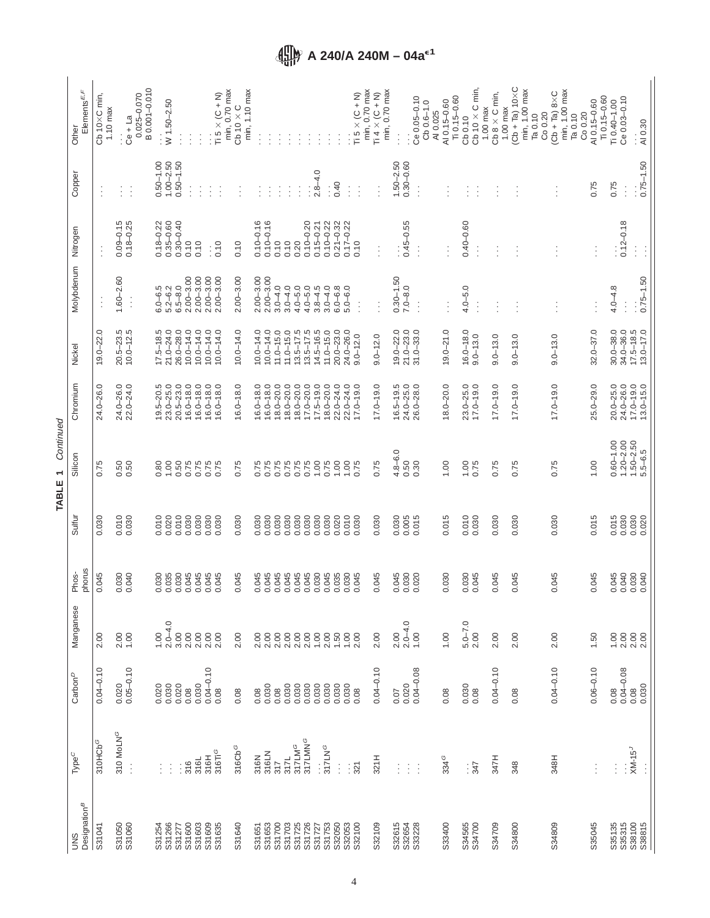**TABLE 1** *Continued*

| UNS Designation^B | Type^C | Carbon^D | Manganese | Phosphorus | Sulfur | Silicon | Chromium | Nickel | Molybdenum | Nitrogen | Copper | Other Elements^E,F |
|---|---|---|---|---|---|---|---|---|---|---|---|---|
| S31041 | 310HCb^G | 0.04–0.10 | 2.00 | 0.045 | 0.030 | 0.75 | 24.0–26.0 | 19.0–22.0 | . . . | . . . | . . . | Cb 10×C min, 1.10 max |
| S31050 | 310 MoLN^G | 0.020 | 2.00 | 0.030 | 0.010 | 0.50 | 24.0–26.0 | 20.5–23.5 | 1.60–2.60 | 0.09–0.15 | . . . | . . . |
| S31060 | . . . | 0.05–0.10 | 1.00 | 0.040 | 0.030 | 0.50 | 22.0–24.0 | 10.0–12.5 | . . . | 0.18–0.25 | . . . | Ce + La 0.025–0.070 B 0.001–0.010 |
| S31254 | . . . | 0.020 | 1.00 | 0.030 | 0.010 | 0.80 | 19.5–20.5 | 17.5–18.5 | 6.0–6.5 | 0.18–0.22 | 0.50–1.00 | . . . |
| S31266 | . . . | 0.030 | 2.0–4.0 | 0.035 | 0.020 | 1.00 | 23.0–25.0 | 21.0–24.0 | 5.2–6.2 | 0.35–0.60 | 1.00–2.50 | W 1.50–2.50 |
| S31277 | . . . | 0.020 | 3.00 | 0.030 | 0.010 | 0.50 | 20.5–23.0 | 26.0–28.0 | 6.5–8.0 | 0.30–0.40 | 0.50–1.50 | . . . |
| S31600 | 316 | 0.08 | 2.00 | 0.045 | 0.030 | 0.75 | 16.0–18.0 | 10.0–14.0 | 2.00–3.00 | 0.10 | . . . | . . . |
| S31603 | 316L | 0.030 | 2.00 | 0.045 | 0.030 | 0.75 | 16.0–18.0 | 10.0–14.0 | 2.00–3.00 | 0.10 | . . . | . . . |
| S31609 | 316H | 0.04–0.10 | 2.00 | 0.045 | 0.030 | 0.75 | 16.0–18.0 | 10.0–14.0 | 2.00–3.00 | . . . | . . . | . . . |
| S31635 | 316Ti^G | 0.08 | 2.00 | 0.045 | 0.030 | 0.75 | 16.0–18.0 | 10.0–14.0 | 2.00–3.00 | 0.10 | . . . | Ti 5 × (C + N) min, 0.70 max |
| S31640 | 316Cb^G | 0.08 | 2.00 | 0.045 | 0.030 | 0.75 | 16.0–18.0 | 10.0–14.0 | 2.00–3.00 | 0.10 | . . . | Cb 10 × C min, 1.10 max |
| S31651 | 316N | 0.08 | 2.00 | 0.045 | 0.030 | 0.75 | 16.0–18.0 | 10.0–14.0 | 2.00–3.00 | 0.10–0.16 | . . . | . . . |
| S31653 | 316LN | 0.030 | 2.00 | 0.045 | 0.030 | 0.75 | 16.0–18.0 | 10.0–14.0 | 2.00–3.00 | 0.10–0.16 | . . . | . . . |
| S31700 | 317 | 0.08 | 2.00 | 0.045 | 0.030 | 0.75 | 18.0–20.0 | 11.0–15.0 | 3.0–4.0 | 0.10 | . . . | . . . |
| S31703 | 317L | 0.030 | 2.00 | 0.045 | 0.030 | 0.75 | 18.0–20.0 | 11.0–15.0 | 3.0–4.0 | 0.10 | . . . | . . . |
| S31725 | 317LM^G | 0.030 | 2.00 | 0.045 | 0.030 | 0.75 | 18.0–20.0 | 13.5–17.5 | 4.0–5.0 | 0.20 | . . . | . . . |
| S31726 | 317LMN^G | 0.030 | 2.00 | 0.045 | 0.030 | 0.75 | 17.0–20.0 | 13.5–17.5 | 4.0–5.0 | 0.10–0.20 | . . . | . . . |
| S31727 | . . . | 0.030 | 1.00 | 0.030 | 0.030 | 1.00 | 17.5–19.0 | 14.5–16.5 | 3.8–4.5 | 0.15–0.21 | 2.8–4.0 | . . . |
| S31753 | 317LN^G | 0.030 | 2.00 | 0.045 | 0.030 | 0.75 | 18.0–20.0 | 11.0–15.0 | 3.0–4.0 | 0.10–0.22 | . . . | . . . |
| S32050 | . . . | 0.030 | 1.50 | 0.035 | 0.020 | 1.00 | 22.0–24.0 | 20.0–23.0 | 6.0–6.8 | 0.21–0.32 | 0.40 | . . . |
| S32053 | . . . | 0.030 | 1.00 | 0.030 | 0.010 | 1.00 | 22.0–24.0 | 24.0–26.0 | 5.0–6.0 | 0.17–0.22 | . . . | . . . |
| S32100 | 321 | 0.08 | 2.00 | 0.045 | 0.030 | 0.75 | 17.0–19.0 | 9.0–12.0 | . . . | 0.10 | . . . | Ti 5 × (C + N) min, 0.70 max |
| S32109 | 321H | 0.04–0.10 | 2.00 | 0.045 | 0.030 | 0.75 | 17.0–19.0 | 9.0–12.0 | . . . | . . . | . . . | Ti 4 × (C + N) min, 0.70 max |
| S32615 | . . . | 0.07 | 2.00 | 0.045 | 0.030 | 4.8–6.0 | 16.5–19.5 | 19.0–22.0 | 0.30–1.50 | . . . | 1.50–2.50 | . . . |
| S32654 | . . . | 0.020 | 2.0–4.0 | 0.030 | 0.005 | 0.50 | 24.0–25.0 | 21.0–23.0 | 7.0–8.0 | 0.45–0.55 | 0.30–0.60 | . . . |
| S33228 | . . . | 0.04–0.08 | 1.00 | 0.020 | 0.015 | 0.30 | 26.0–28.0 | 31.0–33.0 | . . . | . . . | . . . | Ce 0.05–0.10 Cb 0.6–1.0 Al 0.025 |
| S33400 | 334^G | 0.08 | 1.00 | 0.030 | 0.015 | 1.00 | 18.0–20.0 | 19.0–21.0 | . . . | . . . | . . . | Al 0.15–0.60 Ti 0.15–0.60 |
| S34565 | . . . | 0.030 | 5.0–7.0 | 0.030 | 0.010 | 1.00 | 23.0–25.0 | 16.0–18.0 | 4.0–5.0 | 0.40–0.60 | . . . | Cb 0.10 |
| S34700 | 347 | 0.08 | 2.00 | 0.045 | 0.030 | 0.75 | 17.0–19.0 | 9.0–13.0 | . . . | . . . | . . . | Cb 10 × C min, 1.00 max |
| S34709 | 347H | 0.04–0.10 | 2.00 | 0.045 | 0.030 | 0.75 | 17.0–19.0 | 9.0–13.0 | . . . | . . . | . . . | Cb 8 × C min, 1.00 max |
| S34800 | 348 | 0.08 | 2.00 | 0.045 | 0.030 | 0.75 | 17.0–19.0 | 9.0–13.0 | . . . | . . . | . . . | (Cb + Ta) 10×C min, 1.00 max Ta 0.10 Co 0.20 |
| S34809 | 348H | 0.04–0.10 | 2.00 | 0.045 | 0.030 | 0.75 | 17.0–19.0 | 9.0–13.0 | . . . | . . . | . . . | (Cb + Ta) 8×C min, 1.00 max Ta 0.10 Co 0.20 |
| S35045 | . . . | 0.06–0.10 | 1.50 | 0.045 | 0.015 | 1.00 | 25.0–29.0 | 32.0–37.0 | . . . | . . . | 0.75 | Al 0.15–0.60 Ti 0.15–0.60 |
| S35135 | . . . | 0.08 | 1.00 | 0.045 | 0.015 | 0.60–1.00 | 20.0–25.0 | 30.0–38.0 | 4.0–4.8 | . . . | 0.75 | Ti 0.40–1.00 |
| S35315 | . . . | 0.04–0.08 | 2.00 | 0.040 | 0.030 | 1.20–2.00 | 24.0–26.0 | 34.0–36.0 | . . . | 0.12–0.18 | . . . | Ce 0.03–0.10 |
| S38100 | XM-15^J | 0.08 | 2.00 | 0.030 | 0.030 | 1.50–2.50 | 17.0–19.0 | 17.5–18.5 | . . . | . . . | . . . | . . . |
| S38815 | . . . | 0.030 | 2.00 | 0.040 | 0.020 | 5.5–6.5 | 13.0–15.0 | 13.0–17.0 | 0.75–1.50 | . . . | 0.75–1.50 | Al 0.30 |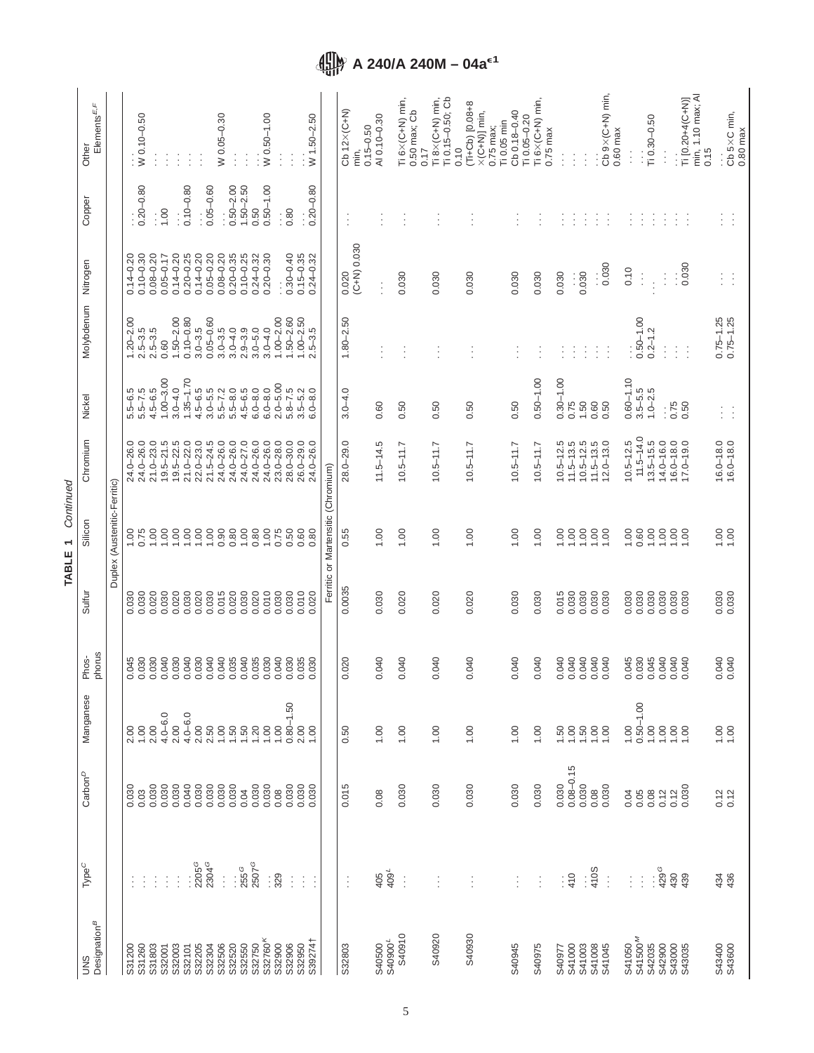**TABLE 1** *Continued*

| UNS Designation[B] | Type[C] | Carbon[D] | Manganese | Phosphorus | Sulfur | Silicon | Chromium | Nickel | Molybdenum | Nitrogen | Copper | Other Elements[E,F] |
|---|---|---|---|---|---|---|---|---|---|---|---|---|
| | | | | | Duplex (Austenitic-Ferritic) | | | | | | | |
| S31200 | . . . | 0.030 | 2.00 | 0.045 | 0.030 | 1.00 | 24.0–26.0 | 5.5–6.5 | 1.20–2.00 | 0.14–0.20 | . . . | . . . |
| S31260 | . . . | 0.03 | 1.00 | 0.030 | 0.030 | 0.75 | 24.0–26.0 | 5.5–7.5 | 2.5–3.5 | 0.10–0.30 | 0.20–0.80 | W 0.10–0.50 |
| S31803 | . . . | 0.030 | 2.00 | 0.030 | 0.020 | 1.00 | 21.0–23.0 | 4.5–6.5 | 2.5–3.5 | 0.08–0.20 | . . . | . . . |
| S32001 | . . . | 0.030 | 4.0–6.0 | 0.040 | 0.030 | 1.00 | 19.5–21.5 | 1.00–3.00 | 0.60 | 0.05–0.17 | 1.00 | . . . |
| S32003 | . . . | 0.030 | 2.00 | 0.030 | 0.020 | 1.00 | 19.5–22.5 | 3.0–4.0 | 1.50–2.00 | 0.14–0.20 | . . . | . . . |
| S32101 | . . . | 0.040 | 4.0–6.0 | 0.040 | 0.030 | 1.00 | 21.0–22.0 | 1.35–1.70 | 0.10–0.80 | 0.20–0.25 | 0.10–0.80 | . . . |
| S32205 | 2205[G] | 0.030 | 2.00 | 0.030 | 0.020 | 1.00 | 22.0–23.0 | 4.5–6.5 | 3.0–3.5 | 0.14–0.20 | . . . | . . . |
| S32304 | 2304[G] | 0.030 | 2.50 | 0.040 | 0.030 | 1.00 | 21.5–24.5 | 3.0–5.5 | 0.05–0.60 | 0.05–0.20 | 0.05–0.60 | . . . |
| S32506 | . . . | 0.030 | 1.00 | 0.040 | 0.015 | 0.90 | 24.0–26.0 | 5.5–7.2 | 3.0–3.5 | 0.08–0.20 | . . . | W 0.05–0.30 |
| S32520 | . . . | 0.030 | 1.50 | 0.035 | 0.020 | 0.80 | 24.0–26.0 | 5.5–8.0 | 3.0–4.0 | 0.20–0.35 | 0.50–2.00 | . . . |
| S32550 | 255[G] | 0.04 | 1.50 | 0.040 | 0.030 | 1.00 | 24.0–27.0 | 4.5–6.5 | 2.9–3.9 | 0.10–0.25 | 1.50–2.50 | . . . |
| S32750 | 2507[G] | 0.030 | 1.20 | 0.035 | 0.020 | 0.80 | 24.0–26.0 | 6.0–8.0 | 3.0–5.0 | 0.24–0.32 | 0.50 | . . . |
| S32760[K] | . . . | 0.030 | 1.00 | 0.030 | 0.010 | 1.00 | 24.0–26.0 | 6.0–8.0 | 3.0–4.0 | 0.20–0.30 | 0.50–1.00 | W 0.50–1.00 |
| S32900 | 329 | 0.08 | 1.00 | 0.040 | 0.030 | 0.75 | 23.0–28.0 | 2.0–5.00 | 1.00–2.00 | . . . | . . . | . . . |
| S32906 | . . . | 0.030 | 0.80–1.50 | 0.030 | 0.030 | 0.50 | 28.0–30.0 | 5.8–7.5 | 1.50–2.60 | 0.30–0.40 | 0.80 | . . . |
| S32950 | . . . | 0.030 | 2.00 | 0.035 | 0.010 | 0.60 | 26.0–29.0 | 3.5–5.2 | 1.00–2.50 | 0.15–0.35 | . . . | . . . |
| S39274† | . . . | 0.030 | 1.00 | 0.030 | 0.020 | 0.80 | 24.0–26.0 | 6.0–8.0 | 2.5–3.5 | 0.24–0.32 | 0.20–0.80 | W 1.50–2.50 |
| | | | | | Ferritic or Martensitic (Chromium) | | | | | | | |
| S32803 | . . . | 0.015 | 0.50 | 0.020 | 0.0035 | 0.55 | 28.0–29.0 | 3.0–4.0 | 1.80–2.50 | 0.020 (C+N) 0.030 | . . . | Cb 12×(C+N) min, 0.15–0.50 |
| S40500 | 405 | 0.08 | 1.00 | 0.040 | 0.030 | 1.00 | 11.5–14.5 | 0.60 | . . . | . . . | . . . | Al 0.10–0.30 |
| S40900[L] | 409[L] | | | | | | | | | | | |
| S40910 | . . . | 0.030 | 1.00 | 0.040 | 0.020 | 1.00 | 10.5–11.7 | 0.50 | . . . | 0.030 | . . . | Ti 6×(C+N) min, 0.50 max; Cb 0.17 |
| S40920 | . . . | 0.030 | 1.00 | 0.040 | 0.020 | 1.00 | 10.5–11.7 | 0.50 | . . . | 0.030 | . . . | Ti 8×(C+N) min, Ti 0.15–0.50; Cb 0.10 |
| S40930 | . . . | 0.030 | 1.00 | 0.040 | 0.020 | 1.00 | 10.5–11.7 | 0.50 | . . . | 0.030 | . . . | (Ti+Cb) [0.08+8×(C+N)] min, 0.75 max; Ti 0.05 min |
| S40945 | . . . | 0.030 | 1.00 | 0.040 | 0.030 | 1.00 | 10.5–11.7 | 0.50 | . . . | 0.030 | . . . | Cb 0.18–0.40 Ti 0.05–0.20 |
| S40975 | . . . | 0.030 | 1.00 | 0.040 | 0.030 | 1.00 | 10.5–11.7 | 0.50–1.00 | . . . | 0.030 | . . . | Ti 6×(C+N) min, 0.75 max |
| S40977 | . . . | 0.030 | 1.50 | 0.040 | 0.015 | 1.00 | 10.5–12.5 | 0.30–1.00 | . . . | 0.030 | . . . | . . . |
| S41000 | 410 | 0.08–0.15 | 1.00 | 0.040 | 0.030 | 1.00 | 11.5–13.5 | 0.75 | . . . | . . . | . . . | . . . |
| S41003 | . . . | 0.030 | 1.50 | 0.040 | 0.030 | 1.00 | 10.5–12.5 | 1.50 | . . . | 0.030 | . . . | . . . |
| S41008 | 410S | 0.08 | 1.00 | 0.040 | 0.030 | 1.00 | 11.5–13.5 | 0.60 | . . . | . . . | . . . | . . . |
| S41045 | . . . | 0.030 | 1.00 | 0.040 | 0.030 | 1.00 | 12.0–13.0 | 0.50 | . . . | 0.030 | . . . | Cb 9×(C+N) min, 0.60 max |
| S41050 | . . . | 0.04 | 1.00 | 0.045 | 0.030 | 1.00 | 10.5–12.5 | 0.60–1.10 | . . . | 0.10 | . . . | . . . |
| S41500[M] | . . . | 0.05 | 0.50–1.00 | 0.030 | 0.030 | 0.60 | 11.5–14.0 | 3.5–5.5 | 0.50–1.00 | . . . | . . . | . . . |
| S42035 | . . . | 0.08 | 1.00 | 0.045 | 0.030 | 1.00 | 13.5–15.5 | 1.0–2.5 | 0.2–1.2 | . . . | . . . | Ti 0.30–0.50 |
| S42900 | 429[G] | 0.12 | 1.00 | 0.040 | 0.030 | 1.00 | 14.0–16.0 | . . . | . . . | . . . | . . . | . . . |
| S43000 | 430 | 0.12 | 1.00 | 0.040 | 0.030 | 1.00 | 16.0–18.0 | 0.75 | . . . | . . . | . . . | . . . |
| S43035 | 439 | 0.030 | 1.00 | 0.040 | 0.030 | 1.00 | 17.0–19.0 | 0.50 | . . . | 0.030 | . . . | Ti [0.20+4(C+N)] min, 1.10 max; Al 0.15 |
| S43400 | 434 | 0.12 | 1.00 | 0.040 | 0.030 | 1.00 | 16.0–18.0 | . . . | 0.75–1.25 | . . . | . . . | . . . |
| S43600 | 436 | 0.12 | 1.00 | 0.040 | 0.030 | 1.00 | 16.0–18.0 | . . . | 0.75–1.25 | . . . | . . . | Cb 5×C min, 0.80 max |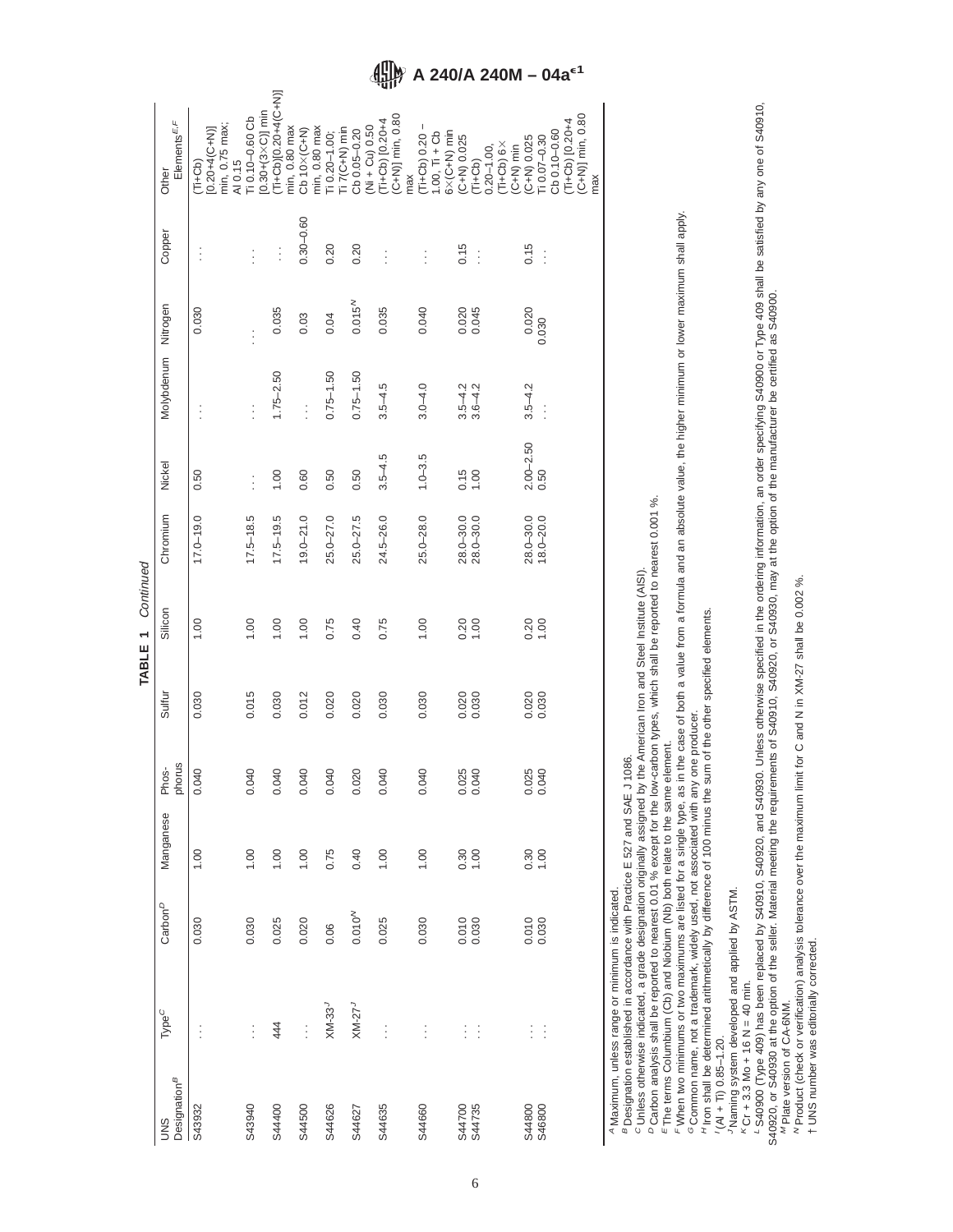**TABLE 1 Continued**

| UNS Designation[B] | Type[C] | Carbon[D] | Manganese | Phos-phorus | Sulfur | Silicon | Chromium | Nickel | Molybdenum | Nitrogen | Copper | Other Elements[E,F] |
|---|---|---|---|---|---|---|---|---|---|---|---|---|
| S43932 | ... | 0.030 | 1.00 | 0.040 | 0.030 | 1.00 | 17.0–19.0 | 0.50 | ... | 0.030 | ... | (Ti+Cb) [0.20+4(C+N)] min, 0.75 max; Al 0.15 |
| S43940 | ... | 0.030 | 1.00 | 0.040 | 0.015 | 1.00 | 17.5–18.5 | ... | ... | ... | ... | Ti 0.10–0.60 Cb [0.30+(3×C)] min |
| S44400 | 444 | 0.025 | 1.00 | 0.040 | 0.030 | 1.00 | 17.5–19.5 | 1.00 | 1.75–2.50 | 0.035 | ... | (Ti+Cb)[0.20+4(C+N)] min, 0.80 max |
| S44500 | ... | 0.020 | 1.00 | 0.040 | 0.012 | 1.00 | 19.0–21.0 | 0.60 | ... | 0.03 | 0.30–0.60 | Cb 10×(C+N) min, 0.80 max |
| S44626 | XM-33[J] | 0.06 | 0.75 | 0.040 | 0.020 | 0.75 | 25.0–27.0 | 0.50 | 0.75–1.50 | 0.04 | 0.20 | Ti 0.20–1.00; Ti 7(C+N) min |
| S44627 | XM-27[J] | 0.010[N] | 0.40 | 0.020 | 0.020 | 0.40 | 25.0–27.5 | 0.50 | 0.75–1.50 | 0.015[N] | 0.20 | Cb 0.05–0.20 (Ni + Cu) 0.50 |
| S44635 | ... | 0.025 | 1.00 | 0.040 | 0.030 | 0.75 | 24.5–26.0 | 3.5–4.5 | 3.5–4.5 | 0.035 | ... | (Ti+Cb) [0.20+4 (C+N)] min, 0.80 max |
| S44660 | ... | 0.030 | 1.00 | 0.040 | 0.030 | 1.00 | 25.0–28.0 | 1.0–3.5 | 3.0–4.0 | 0.040 | ... | (Ti+Cb) 0.20 – 1.00, Ti + Cb 6×(C+N) min |
| S44700 | ... | 0.010 | 0.30 | 0.025 | 0.020 | 0.20 | 28.0–30.0 | 0.15 | 3.5–4.2 | 0.020 | 0.15 | (C+N) 0.025 |
| S44735 | ... | 0.030 | 1.00 | 0.040 | 0.030 | 1.00 | 28.0–30.0 | 1.00 | 3.6–4.2 | 0.045 | ... | (Ti+Cb) 0.20–1.00, (Ti+Cb) 6× (C+N) min |
| S44800 | ... | 0.010 | 0.30 | 0.025 | 0.020 | 0.20 | 28.0–30.0 | 2.00–2.50 | 3.5–4.2 | 0.020 | 0.15 | (C+N) 0.025 |
| S46800 | ... | 0.030 | 1.00 | 0.040 | 0.030 | 1.00 | 18.0–20.0 | 0.50 | ... | 0.030 | ... | Ti 0.07–0.30 Cb 0.10–0.60 (Ti+Cb) [0.20+4 (C+N)] min, 0.80 max |

[A] Maximum, unless range or minimum is indicated.

[B] Designation established in accordance with Practice E 527 and SAE J 1086.

[C] Unless otherwise indicated, a grade designation originally assigned by the American Iron and Steel Institute (AISI).

[D] Carbon analysis shall be reported to nearest 0.01 % except for the low-carbon types, which shall be reported to nearest 0.001 %.

[E] The terms Columbium (Cb) and Niobium (Nb) both relate to the same element.

[F] When two minimums or two maximums are listed for a single type, as in the case of both a value from a formula and an absolute value, the higher minimum or lower maximum shall apply.

[G] Common name, not a trademark, widely used, not associated with any one producer.

[H] Iron shall be determined arithmetically by difference of 100 minus the sum of the other specified elements.

[I] (Al + Ti) 0.85–1.20.

[J] Naming system developed and applied by ASTM.

[K] Cr + 3.3 Mo + 16 N = 40 min.

[L] S40900 (Type 409) has been replaced by S40910, S40920, and S40930. Unless otherwise specified in the ordering information, an order specifying S40900 or Type 409 shall be satisfied by any one of S40910, S40920, or S40930 at the option of the seller. Material meeting the requirements of S40910, S40920, or S40930, may at the option of the manufacturer be certified as S40900.

[M] Plate version of CA-6NM.

[N] Product (check or verification) analysis tolerance over the maximum limit for C and N in XM-27 shall be 0.002 %.

† UNS number was editorially corrected.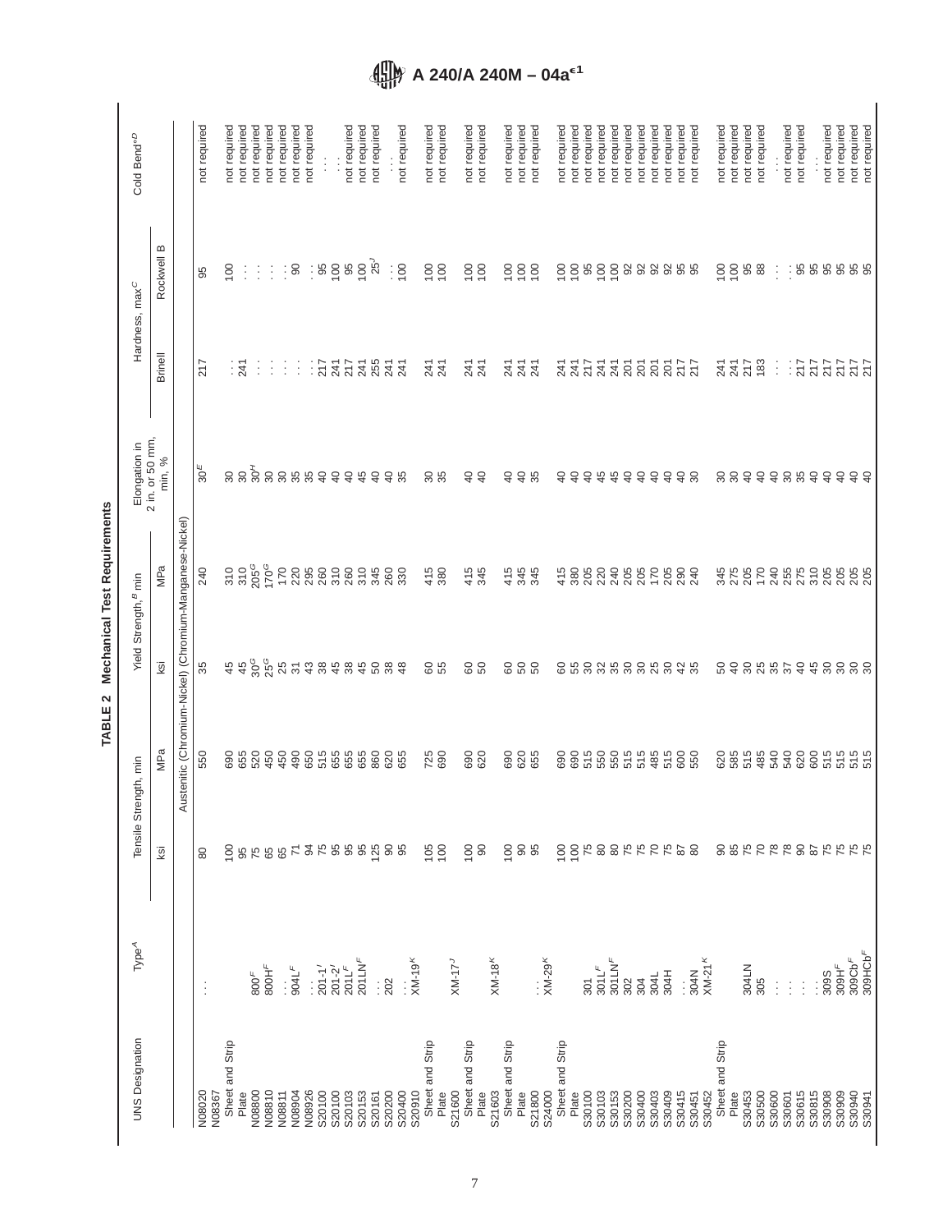**TABLE 2 Mechanical Test Requirements**

| UNS Designation | Type[A] | Tensile Strength, min | | Yield Strength,[B] min | | Elongation in 2 in. or 50 mm, min, % | Hardness, max[C] | | Cold Bend[D] |
|---|---|---|---|---|---|---|---|---|---|
| | | ksi | MPa | ksi | MPa | | Brinell | Rockwell B | |
| Austenitic (Chromium-Nickel) (Chromium-Manganese-Nickel) | | | | | | | | | |
| N08020 | ... | 80 | 550 | 35 | 240 | 30[E] | 217 | 95 | not required |
| N08367 | | | | | | | | | |
| Sheet and Strip | | 100 | 690 | 45 | 310 | 30 | ... | 100 | not required |
| Plate | | 95 | 655 | 45 | 310 | 30 | 241 | ... | not required |
| N08800 | 800[F] | 75 | 520 | 30[G] | 205[G] | 30[H] | ... | ... | not required |
| N08810 | 800H[F] | 65 | 450 | 25[G] | 170[G] | 30 | ... | ... | not required |
| N08811 | ... | 65 | 450 | 25 | 170 | 30 | ... | ... | not required |
| N08904 | 904L[F] | 71 | 490 | 31 | 220 | 35 | ... | 90 | not required |
| N08926 | ... | 94 | 650 | 43 | 295 | 35 | ... | ... | not required |
| S20100 | 201-1[I] | 75 | 515 | 38 | 260 | 40 | 217 | 95 | ... |
| S20100 | 201-2[I] | 95 | 655 | 45 | 310 | 40 | 241 | 100 | ... |
| S20103 | 201L[F] | 95 | 655 | 38 | 260 | 40 | 217 | 95 | not required |
| S20153 | 201LN[F] | 95 | 655 | 45 | 310 | 45 | 241 | 100 | not required |
| S20161 | ... | 125 | 860 | 50 | 345 | 40 | 255 | 25[J] | not required |
| S20200 | 202 | 90 | 620 | 38 | 260 | 40 | 241 | ... | ... |
| S20400 | ... | 95 | 655 | 48 | 330 | 35 | 241 | 100 | not required |
| S20910 | XM-19[K] | | | | | | | | |
| Sheet and Strip | | 105 | 725 | 60 | 415 | 30 | 241 | 100 | not required |
| Plate | | 100 | 690 | 55 | 380 | 35 | 241 | 100 | not required |
| S21600 | XM-17[J] | | | | | | | | |
| Sheet and Strip | | 100 | 690 | 60 | 415 | 40 | 241 | 100 | not required |
| Plate | | 90 | 620 | 50 | 345 | 40 | 241 | 100 | not required |
| S21603 | XM-18[K] | | | | | | | | |
| Sheet and Strip | | 100 | 690 | 60 | 415 | 40 | 241 | 100 | not required |
| Plate | | 90 | 620 | 50 | 345 | 40 | 241 | 100 | not required |
| S21800 | ... | 95 | 655 | 50 | 345 | 35 | 241 | 100 | not required |
| S24000 | XM-29[K] | | | | | | | | |
| Sheet and Strip | | 100 | 690 | 60 | 415 | 40 | 241 | 100 | not required |
| Plate | | 100 | 690 | 55 | 380 | 40 | 241 | 100 | not required |
| S30100 | 301 | 75 | 515 | 30 | 205 | 40 | 217 | 95 | not required |
| S30103 | 301L[F] | 80 | 550 | 32 | 220 | 45 | 241 | 100 | not required |
| S30153 | 301LN[F] | 80 | 550 | 35 | 240 | 45 | 241 | 100 | not required |
| S30200 | 302 | 75 | 515 | 30 | 205 | 40 | 201 | 92 | not required |
| S30400 | 304 | 75 | 515 | 30 | 205 | 40 | 201 | 92 | not required |
| S30403 | 304L | 70 | 485 | 25 | 170 | 40 | 201 | 92 | not required |
| S30409 | 304H | 75 | 515 | 30 | 205 | 40 | 201 | 92 | not required |
| S30415 | ... | 87 | 600 | 42 | 290 | 40 | 217 | 95 | not required |
| S30451 | 304N | 80 | 550 | 35 | 240 | 30 | 217 | 95 | not required |
| S30452 | XM-21[K] | | | | | | | | |
| Sheet and Strip | | 90 | 620 | 50 | 345 | 30 | 241 | 100 | not required |
| Plate | | 85 | 585 | 40 | 275 | 30 | 241 | 100 | not required |
| S30453 | 304LN | 75 | 515 | 30 | 205 | 40 | 217 | 95 | not required |
| S30500 | 305 | 70 | 485 | 25 | 170 | 40 | 183 | 88 | not required |
| S30600 | ... | 78 | 540 | 35 | 240 | 40 | ... | ... | ... |
| S30601 | ... | 78 | 540 | 37 | 255 | 30 | ... | ... | not required |
| S30615 | ... | 90 | 620 | 40 | 275 | 35 | 217 | 95 | not required |
| S30815 | ... | 87 | 600 | 45 | 310 | 40 | 217 | 95 | ... |
| S30908 | 309S | 75 | 515 | 30 | 205 | 40 | 217 | 95 | not required |
| S30909 | 309H[F] | 75 | 515 | 30 | 205 | 40 | 217 | 95 | not required |
| S30940 | 309Cb[F] | 75 | 515 | 30 | 205 | 40 | 217 | 95 | not required |
| S30941 | 309HCb[F] | 75 | 515 | 30 | 205 | 40 | 217 | 95 | not required |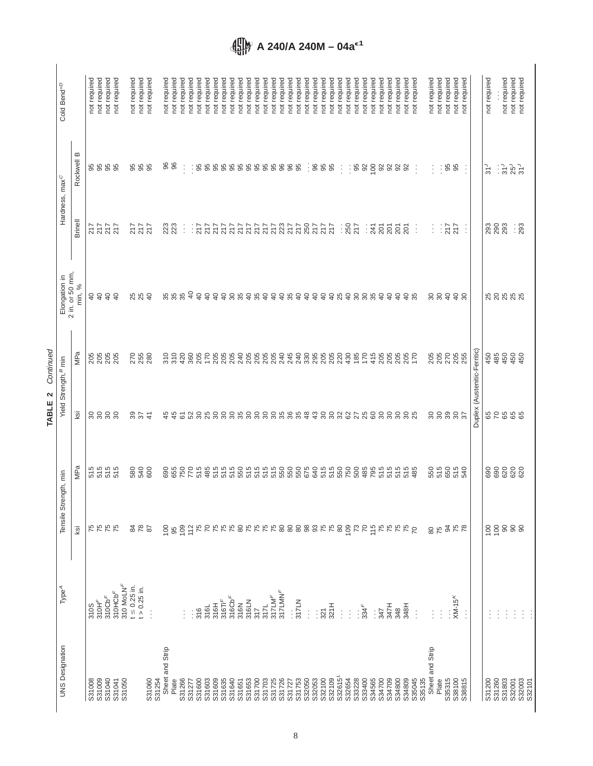**TABLE 2** *Continued*

| UNS Designation | Type[A] | Tensile Strength, min | | Yield Strength,[B] min | | Elongation in 2 in. or 50 mm, min, % | Hardness, max[C] | | Cold Bend[D] |
|---|---|---|---|---|---|---|---|---|---|
| | | ksi | MPa | ksi | MPa | | Brinell | Rockwell B | |
| S31008 | 310S | 75 | 515 | 30 | 205 | 40 | 217 | 95 | not required |
| S31009 | 310H[F] | 75 | 515 | 30 | 205 | 40 | 217 | 95 | not required |
| S31040 | 310Cb[F] | 75 | 515 | 30 | 205 | 40 | 217 | 95 | not required |
| S31041 | 310HCb[F] | 75 | 515 | 30 | 205 | 40 | 217 | 95 | not required |
| S31050 | 310 MoLN[F] | | | | | | | | |
| | t ≤ 0.25 in. | 84 | 580 | 39 | 270 | 25 | 217 | 95 | not required |
| | t > 0.25 in. | 78 | 540 | 37 | 255 | 25 | 217 | 95 | not required |
| S31060 | . . . | 87 | 600 | 41 | 280 | 40 | 217 | 95 | not required |
| S31254 | | | | | | | | | |
| Sheet and Strip | | 100 | 690 | 45 | 310 | 35 | 223 | 96 | not required |
| Plate | | 95 | 655 | 45 | 310 | 35 | 223 | 96 | not required |
| S31266 | . . . | 109 | 750 | 61 | 420 | 35 | . . . | . . . | not required |
| S31277 | . . . | 112 | 770 | 52 | 360 | 40 | . . . | . . . | not required |
| S31600 | 316 | 75 | 515 | 30 | 205 | 40 | 217 | 95 | not required |
| S31603 | 316L | 70 | 485 | 25 | 170 | 40 | 217 | 95 | not required |
| S31609 | 316H | 75 | 515 | 30 | 205 | 40 | 217 | 95 | not required |
| S31635 | 316Ti[F] | 75 | 515 | 30 | 205 | 40 | 217 | 95 | not required |
| S31640 | 316Cb[F] | 75 | 515 | 30 | 205 | 30 | 217 | 95 | not required |
| S31651 | 316N | 80 | 550 | 35 | 240 | 35 | 217 | 95 | not required |
| S31653 | 316LN | 75 | 515 | 30 | 205 | 40 | 217 | 95 | not required |
| S31700 | 317 | 75 | 515 | 30 | 205 | 35 | 217 | 95 | not required |
| S31703 | 317L | 75 | 515 | 30 | 205 | 40 | 217 | 95 | not required |
| S31725 | 317LM[F] | 75 | 515 | 30 | 205 | 40 | 217 | 95 | not required |
| S31726 | 317LMN[F] | 80 | 550 | 35 | 240 | 40 | 223 | 96 | not required |
| S31727 | . . . | 80 | 550 | 36 | 245 | 35 | 217 | 96 | not required |
| S31753 | 317LN | 80 | 550 | 35 | 240 | 40 | 217 | 95 | not required |
| S32050 | . . . | 98 | 675 | 48 | 330 | 40 | 250 | . . . | not required |
| S32053 | . . . | 93 | 640 | 43 | 295 | 40 | 217 | 96 | not required |
| S32100 | 321 | 75 | 515 | 30 | 205 | 40 | 217 | 95 | not required |
| S32109 | 321H | 75 | 515 | 30 | 205 | 40 | 217 | 95 | not required |
| S32615[L] | . . . | 80 | 550 | 32 | 220 | 25 | . . . | . . . | not required |
| S32654 | . . . | 109 | 750 | 62 | 430 | 40 | 250 | . . . | not required |
| S33228 | . . . | 73 | 500 | 27 | 185 | 30 | 217 | 95 | not required |
| S33400 | 334[F] | 70 | 485 | 25 | 170 | 30 | . . . | 92 | not required |
| S34565 | . . . | 115 | 795 | 60 | 415 | 35 | 241 | 100 | not required |
| S34700 | 347 | 75 | 515 | 30 | 205 | 40 | 201 | 92 | not required |
| S34709 | 347H | 75 | 515 | 30 | 205 | 40 | 201 | 92 | not required |
| S34800 | 348 | 75 | 515 | 30 | 205 | 40 | 201 | 92 | not required |
| S34809 | 348H | 75 | 515 | 30 | 205 | 40 | 201 | 92 | not required |
| S35045 | . . . | 70 | 485 | 25 | 170 | 35 | . . . | . . . | not required |
| S35135 | | | | | | | | | |
| Sheet and Strip | . . . | 80 | 550 | 30 | 205 | 30 | . . . | . . . | not required |
| Plate | . . . | 75 | 515 | 30 | 205 | 30 | . . . | . . . | not required |
| S35315 | . . . | 94 | 650 | 39 | 270 | 40 | 217 | 95 | not required |
| S38100 | XM-15[K] | 75 | 515 | 30 | 205 | 40 | 217 | 95 | not required |
| S38815 | . . . | 78 | 540 | 37 | 255 | 30 | . . . | . . . | not required |
| | | | | Duplex (Austenitic-Ferritic) | | | | | |
| S31200 | . . . | 100 | 690 | 65 | 450 | 25 | 293 | 31[J] | not required |
| S31260 | . . . | 100 | 690 | 70 | 485 | 20 | 290 | . . . | . . . |
| S31803 | . . . | 90 | 620 | 65 | 450 | 25 | 293 | 31[J] | not required |
| S32001 | . . . | 90 | 620 | 65 | 450 | 25 | . . . | 25[J] | not required |
| S32003 | . . . | 90 | 620 | 65 | 450 | 25 | 293 | 31[J] | not required |
| S32101 | . . . | | | | | | | | |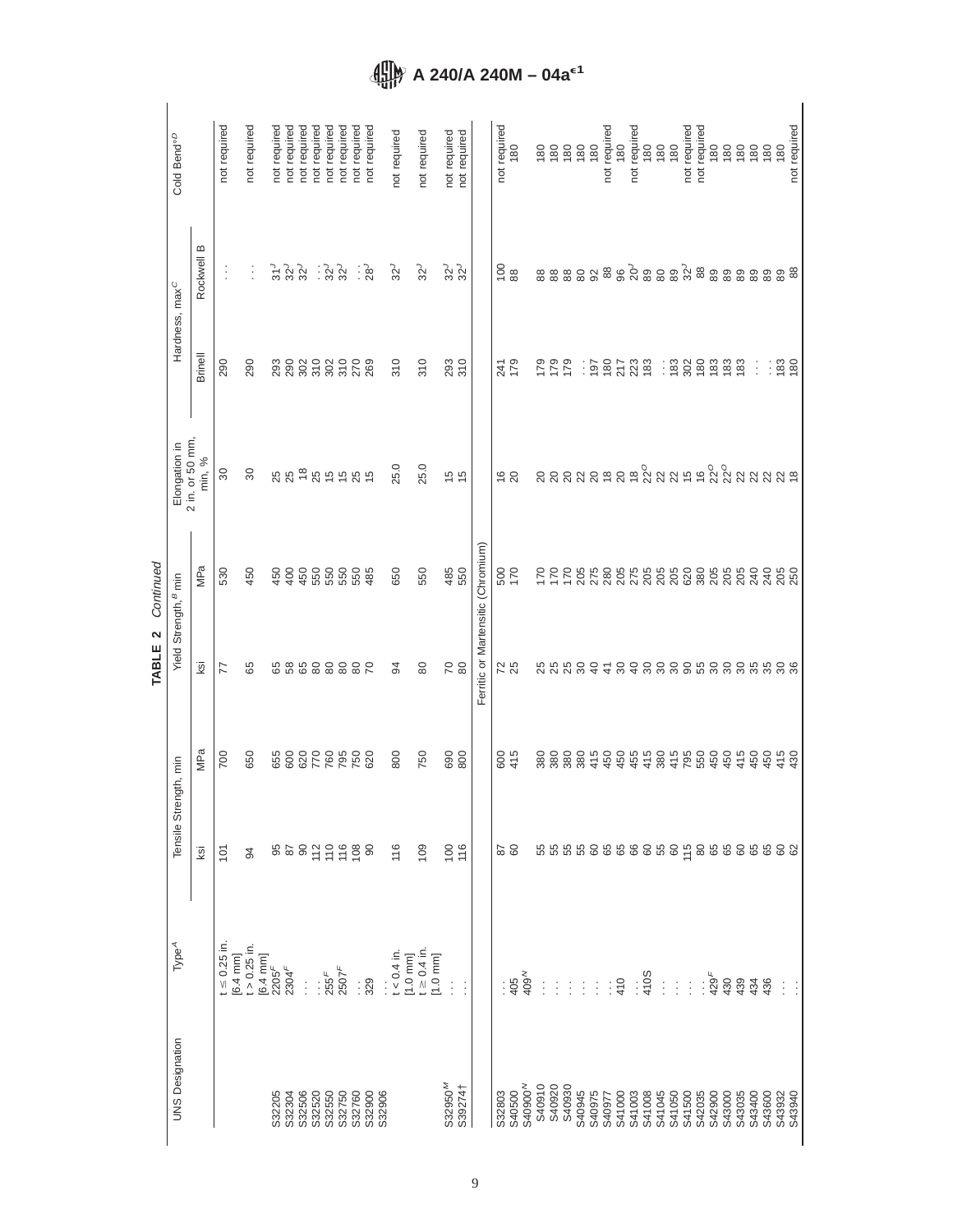**TABLE 2 Continued**

| UNS Designation | Type[A] | Tensile Strength, min | | Yield Strength,[B] min | | Elongation in 2 in. or 50 mm, min, % | Hardness, max[C] | | Cold Bend[E,D] |
|---|---|---|---|---|---|---|---|---|---|
| | | ksi | MPa | ksi | MPa | | Brinell | Rockwell B | |
| | t ≤ 0.25 in. [6.4 mm] | 101 | 700 | 77 | 530 | 30 | 290 | . . . | not required |
| | t > 0.25 in. [6.4 mm] | 94 | 650 | 65 | 450 | 30 | 290 | . . . | not required |
| S32205 | 2205[F] | 95 | 655 | 65 | 450 | 25 | 293 | 31[J] | not required |
| S32304 | 2304[F] | 87 | 600 | 58 | 400 | 25 | 290 | 32[J] | not required |
| S32506 | . . . | 90 | 620 | 65 | 450 | 18 | 302 | 32[J] | not required |
| S32520 | . . . | 112 | 770 | 80 | 550 | 25 | 310 | . . . | not required |
| S32550 | 255[F] | 110 | 760 | 80 | 550 | 15 | 302 | 32[J] | not required |
| S32750 | 2507[F] | 116 | 795 | 80 | 550 | 15 | 310 | 32[J] | not required |
| S32760 | . . . | 108 | 750 | 80 | 550 | 25 | 270 | . . . | not required |
| S32900 | 329 | 90 | 620 | 70 | 485 | 15 | 269 | 28[J] | not required |
| S32906 | . . . | | | | | | | | |
| | t < 0.4 in. [1.0 mm] | 116 | 800 | 94 | 650 | 25.0 | 310 | 32[J] | not required |
| | t ≥ 0.4 in. [1.0 mm] | 109 | 750 | 80 | 550 | 25.0 | 310 | 32[J] | not required |
| S32950[M] | . . . | 100 | 690 | 70 | 485 | 15 | 293 | 32[J] | not required |
| S39274† | . . . | 116 | 800 | 80 | 550 | 15 | 310 | 32[J] | not required |
| | | | | Ferritic or Martensitic (Chromium) | | | | | |
| S32803 | . . . | 87 | 600 | 72 | 500 | 16 | 241 | 100 | not required |
| S40500 | 405 | 60 | 415 | 25 | 170 | 20 | 179 | 88 | 180 |
| S40900[N] | 409[N] | | | | | | | | |
| S40910 | . . . | 55 | 380 | 25 | 170 | 20 | 179 | 88 | 180 |
| S40920 | . . . | 55 | 380 | 25 | 170 | 20 | 179 | 88 | 180 |
| S40930 | . . . | 55 | 380 | 25 | 170 | 20 | 179 | 88 | 180 |
| S40945 | . . . | 55 | 380 | 25 | 205 | 22 | . . . | 80 | 180 |
| S40975 | . . . | 60 | 415 | 30 | 275 | 20 | 197 | 92 | 180 |
| S40977 | . . . | 65 | 450 | 40 | 280 | 18 | 180 | 88 | not required |
| S41000 | 410 | 65 | 450 | 41 | 205 | 20 | 217 | 96 | 180 |
| S41003 | . . . | 66 | 455 | 30 | 275 | 18 | 223 | 20[J] | not required |
| S41008 | 410S | 60 | 415 | 40 | 205 | 22[O] | 183 | 89 | 180 |
| S41045 | . . . | 55 | 380 | 30 | 205 | 22 | . . . | 80 | 180 |
| S41050 | . . . | 60 | 415 | 30 | 205 | 22 | 183 | 89 | 180 |
| S41500 | . . . | 115 | 795 | 90 | 620 | 15 | 302 | 32[J] | not required |
| S42035 | . . . | 80 | 550 | 55 | 380 | 16 | 180 | 88 | not required |
| S42900 | 429[F] | 65 | 450 | 30 | 205 | 22[O] | 183 | 89 | 180 |
| S43000 | 430 | 65 | 450 | 30 | 205 | 22[O] | 183 | 89 | 180 |
| S43035 | 439 | 60 | 415 | 30 | 205 | 22 | 183 | 89 | 180 |
| S43400 | 434 | 65 | 450 | 35 | 240 | 22 | . . . | 89 | 180 |
| S43600 | 436 | 65 | 450 | 35 | 240 | 22 | . . . | 89 | 180 |
| S43932 | . . . | 60 | 415 | 30 | 205 | 22 | 183 | 89 | 180 |
| S43940 | . . . | 62 | 430 | 36 | 250 | 18 | 180 | 88 | not required |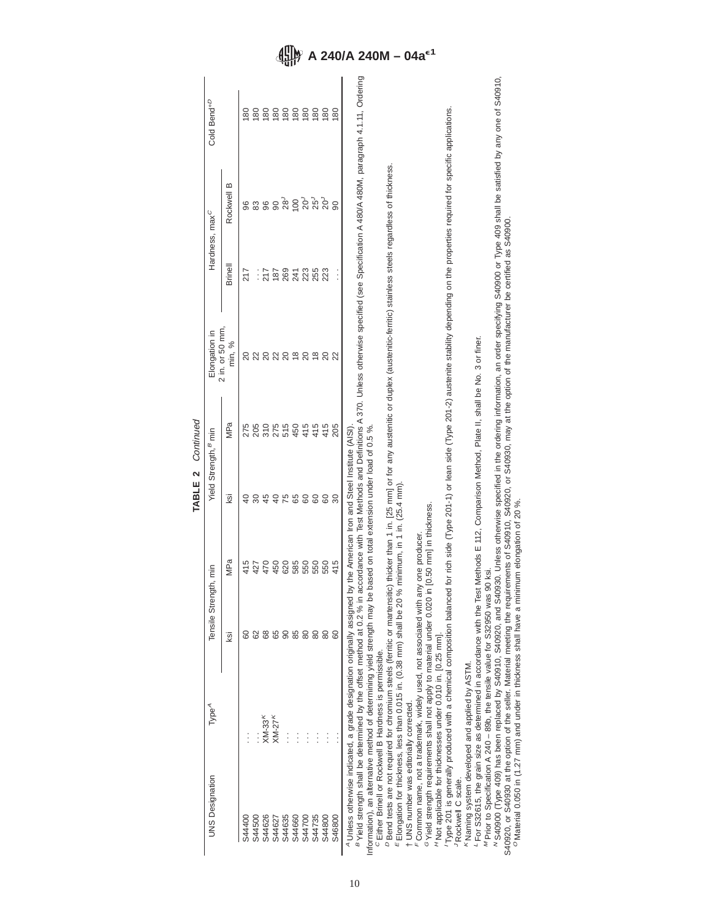**TABLE 2** *Continued*

| UNS Designation | Type[A] | Tensile Strength, min | | Yield Strength,[B] min | | Elongation in 2 in. or 50 mm, min, % | Hardness, max[C] | | Cold Bend[D] |
|---|---|---|---|---|---|---|---|---|---|
| | | ksi | MPa | ksi | MPa | | Brinell | Rockwell B | |
| S44400 | . . . | 60 | 415 | 40 | 275 | 20 | 217 | 96 | 180 |
| S44500 | . . . | 62 | 427 | 30 | 205 | 22 | . . . | 83 | 180 |
| S44626 | XM-33[K] | 68 | 470 | 45 | 310 | 20 | 217 | 96 | 180 |
| S44627 | XM-27[K] | 65 | 450 | 40 | 275 | 22 | 187 | 90 | 180 |
| S44635 | . . . | 90 | 620 | 75 | 515 | 20 | 269 | 28[J] | 180 |
| S44660 | . . . | 85 | 585 | 65 | 450 | 18 | 241 | 100 | 180 |
| S44700 | . . . | 80 | 550 | 60 | 415 | 20 | 223 | 20[J] | 180 |
| S44735 | . . . | 80 | 550 | 60 | 415 | 18 | 255 | 25[J] | 180 |
| S44800 | . . . | 80 | 550 | 60 | 415 | 20 | 223 | 20[J] | 180 |
| S46800 | . . . | 60 | 415 | 30 | 205 | 22 | . . . | 90 | 180 |

[A] Unless otherwise indicated, a grade designation originally assigned by the American Iron and Steel Institute (AISI).

[B] Yield strength shall be determined by the offset method at 0.2 % in accordance with Test Methods and Definitions A 370. Unless otherwise specified (see Specification A 480/A 480M, paragraph 4.1.11, Ordering Information), an alternative method of determining yield strength may be based on total extension under load of 0.5 %.

[C] Either Brinell or Rockwell B Hardness is permissible.

[D] Bend tests are not required for chromium steels (ferritic or martensitic) thicker than 1 in. [25 mm] or for any austenitic or duplex (austenitic-ferritic) stainless steels regardless of thickness.

[E] Elongation for thickness, less than 0.015 in. (0.38 mm) shall be 20 % minimum, in 1 in. (25.4 mm).

† UNS number was editorially corrected.

[F] Common name, not a trademark, widely used, not associated with any one producer.

[G] Yield strength requirements shall not apply to material under 0.020 in [0.50 mm] in thickness.

[H] Not applicable for thicknesses under 0.010 in. [0.25 mm].

[I] Type 201 is generally produced with a chemical composition balanced for rich side (Type 201-1) or lean side (Type 201-2) austenite stability depending on the properties required for specific applications.

[J] Rockwell C scale.

[K] Naming system developed and applied by ASTM.

[L] For S32615, the grain size as determined in accordance with the Test Methods E 112, Comparison Method, Plate II, shall be No. 3 or finer.

[M] Prior to Specification A 240 – 89b, the tensile value for S32950 was 90 ksi.

[N] S40900 (Type 409) has been replaced by S40910, S40920, and S40930. Unless otherwise specified in the ordering information, an order specifying S40900 or Type 409 shall be satisfied by any one of S40910, S40920, or S40930 at the option of the seller. Material meeting the requirements of S40910, S40920, or S40930, may at the option of the manufacturer be certified as S40900.

[O] Material 0.050 in (1.27 mm) and under in thickness shall have a minimum elongation of 20 %.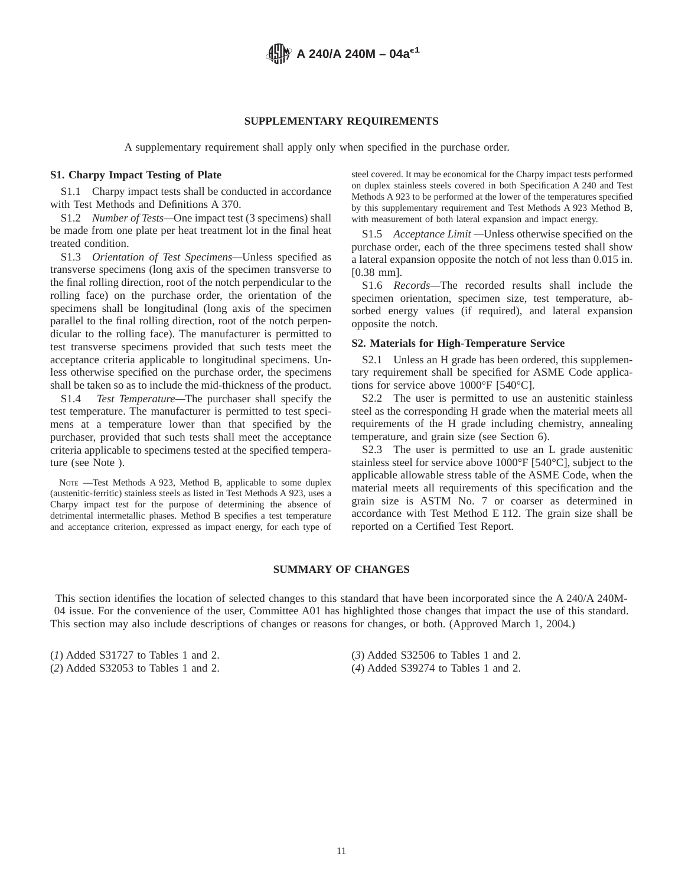## SUPPLEMENTARY REQUIREMENTS

A supplementary requirement shall apply only when specified in the purchase order.

### S1. Charpy Impact Testing of Plate

S1.1 Charpy impact tests shall be conducted in accordance with Test Methods and Definitions A 370.

S1.2 *Number of Tests*—One impact test (3 specimens) shall be made from one plate per heat treatment lot in the final heat treated condition.

S1.3 *Orientation of Test Specimens*—Unless specified as transverse specimens (long axis of the specimen transverse to the final rolling direction, root of the notch perpendicular to the rolling face) on the purchase order, the orientation of the specimens shall be longitudinal (long axis of the specimen parallel to the final rolling direction, root of the notch perpendicular to the rolling face). The manufacturer is permitted to test transverse specimens provided that such tests meet the acceptance criteria applicable to longitudinal specimens. Unless otherwise specified on the purchase order, the specimens shall be taken so as to include the mid-thickness of the product.

S1.4 *Test Temperature*—The purchaser shall specify the test temperature. The manufacturer is permitted to test specimens at a temperature lower than that specified by the purchaser, provided that such tests shall meet the acceptance criteria applicable to specimens tested at the specified temperature (see Note ).

NOTE —Test Methods A 923, Method B, applicable to some duplex (austenitic-ferritic) stainless steels as listed in Test Methods A 923, uses a Charpy impact test for the purpose of determining the absence of detrimental intermetallic phases. Method B specifies a test temperature and acceptance criterion, expressed as impact energy, for each type of steel covered. It may be economical for the Charpy impact tests performed on duplex stainless steels covered in both Specification A 240 and Test Methods A 923 to be performed at the lower of the temperatures specified by this supplementary requirement and Test Methods A 923 Method B, with measurement of both lateral expansion and impact energy.

S1.5 *Acceptance Limit* —Unless otherwise specified on the purchase order, each of the three specimens tested shall show a lateral expansion opposite the notch of not less than 0.015 in. [0.38 mm].

S1.6 *Records*—The recorded results shall include the specimen orientation, specimen size, test temperature, absorbed energy values (if required), and lateral expansion opposite the notch.

### S2. Materials for High-Temperature Service

S2.1 Unless an H grade has been ordered, this supplementary requirement shall be specified for ASME Code applications for service above 1000°F [540°C].

S2.2 The user is permitted to use an austenitic stainless steel as the corresponding H grade when the material meets all requirements of the H grade including chemistry, annealing temperature, and grain size (see Section 6).

S2.3 The user is permitted to use an L grade austenitic stainless steel for service above 1000°F [540°C], subject to the applicable allowable stress table of the ASME Code, when the material meets all requirements of this specification and the grain size is ASTM No. 7 or coarser as determined in accordance with Test Method E 112. The grain size shall be reported on a Certified Test Report.

## SUMMARY OF CHANGES

This section identifies the location of selected changes to this standard that have been incorporated since the A 240/A 240M-04 issue. For the convenience of the user, Committee A01 has highlighted those changes that impact the use of this standard. This section may also include descriptions of changes or reasons for changes, or both. (Approved March 1, 2004.)

(*1*) Added S31727 to Tables 1 and 2.
(*2*) Added S32053 to Tables 1 and 2.
(*3*) Added S32506 to Tables 1 and 2.
(*4*) Added S39274 to Tables 1 and 2.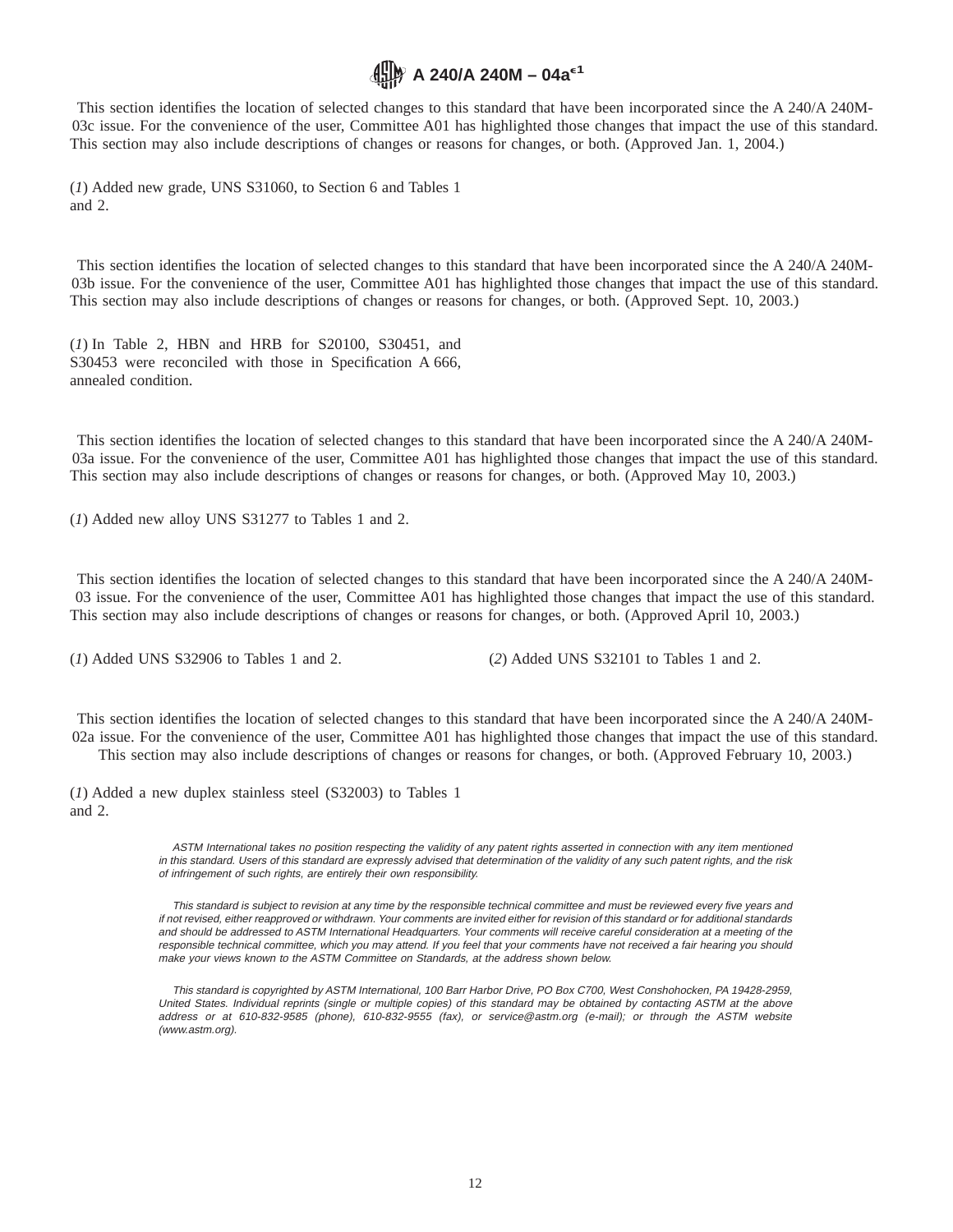This section identifies the location of selected changes to this standard that have been incorporated since the A 240/A 240M-03c issue. For the convenience of the user, Committee A01 has highlighted those changes that impact the use of this standard. This section may also include descriptions of changes or reasons for changes, or both. (Approved Jan. 1, 2004.)

(*1*) Added new grade, UNS S31060, to Section 6 and Tables 1 and 2.

This section identifies the location of selected changes to this standard that have been incorporated since the A 240/A 240M-03b issue. For the convenience of the user, Committee A01 has highlighted those changes that impact the use of this standard. This section may also include descriptions of changes or reasons for changes, or both. (Approved Sept. 10, 2003.)

(*1*) In Table 2, HBN and HRB for S20100, S30451, and S30453 were reconciled with those in Specification A 666, annealed condition.

This section identifies the location of selected changes to this standard that have been incorporated since the A 240/A 240M-03a issue. For the convenience of the user, Committee A01 has highlighted those changes that impact the use of this standard. This section may also include descriptions of changes or reasons for changes, or both. (Approved May 10, 2003.)

(*1*) Added new alloy UNS S31277 to Tables 1 and 2.

This section identifies the location of selected changes to this standard that have been incorporated since the A 240/A 240M-03 issue. For the convenience of the user, Committee A01 has highlighted those changes that impact the use of this standard. This section may also include descriptions of changes or reasons for changes, or both. (Approved April 10, 2003.)

(*1*) Added UNS S32906 to Tables 1 and 2.

(*2*) Added UNS S32101 to Tables 1 and 2.

This section identifies the location of selected changes to this standard that have been incorporated since the A 240/A 240M-02a issue. For the convenience of the user, Committee A01 has highlighted those changes that impact the use of this standard. This section may also include descriptions of changes or reasons for changes, or both. (Approved February 10, 2003.)

(*1*) Added a new duplex stainless steel (S32003) to Tables 1 and 2.

*ASTM International takes no position respecting the validity of any patent rights asserted in connection with any item mentioned in this standard. Users of this standard are expressly advised that determination of the validity of any such patent rights, and the risk of infringement of such rights, are entirely their own responsibility.*

*This standard is subject to revision at any time by the responsible technical committee and must be reviewed every five years and if not revised, either reapproved or withdrawn. Your comments are invited either for revision of this standard or for additional standards and should be addressed to ASTM International Headquarters. Your comments will receive careful consideration at a meeting of the responsible technical committee, which you may attend. If you feel that your comments have not received a fair hearing you should make your views known to the ASTM Committee on Standards, at the address shown below.*

*This standard is copyrighted by ASTM International, 100 Barr Harbor Drive, PO Box C700, West Conshohocken, PA 19428-2959, United States. Individual reprints (single or multiple copies) of this standard may be obtained by contacting ASTM at the above address or at 610-832-9585 (phone), 610-832-9555 (fax), or service@astm.org (e-mail); or through the ASTM website (www.astm.org).*